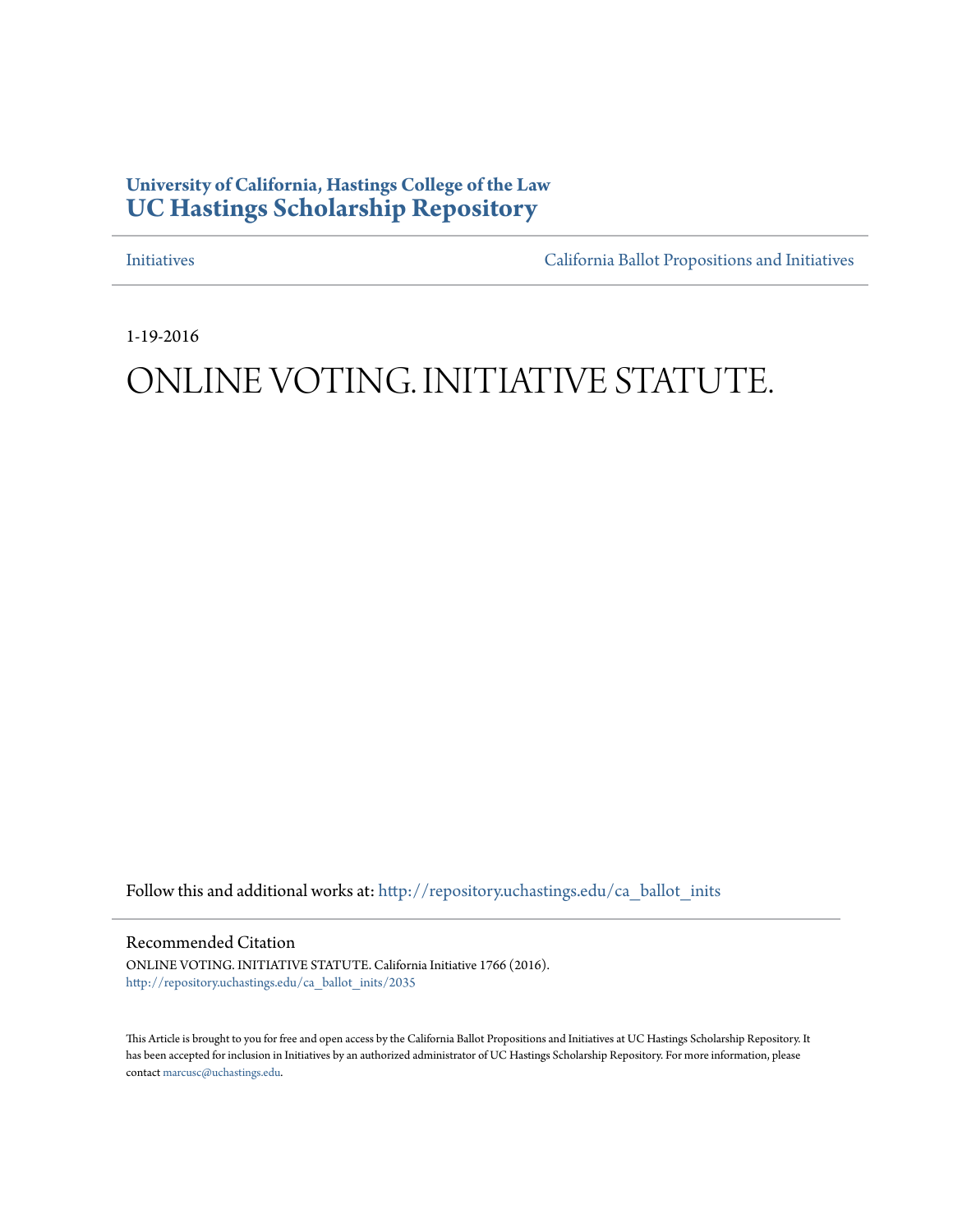**University of California, Hastings College of the Law**
**UC Hastings Scholarship Repository**

Initiatives | California Ballot Propositions and Initiatives

1-19-2016

# ONLINE VOTING. INITIATIVE STATUTE.

Follow this and additional works at: http://repository.uchastings.edu/ca_ballot_inits

### Recommended Citation

ONLINE VOTING. INITIATIVE STATUTE. California Initiative 1766 (2016).
http://repository.uchastings.edu/ca_ballot_inits/2035

This Article is brought to you for free and open access by the California Ballot Propositions and Initiatives at UC Hastings Scholarship Repository. It has been accepted for inclusion in Initiatives by an authorized administrator of UC Hastings Scholarship Repository. For more information, please contact marcusc@uchastings.edu.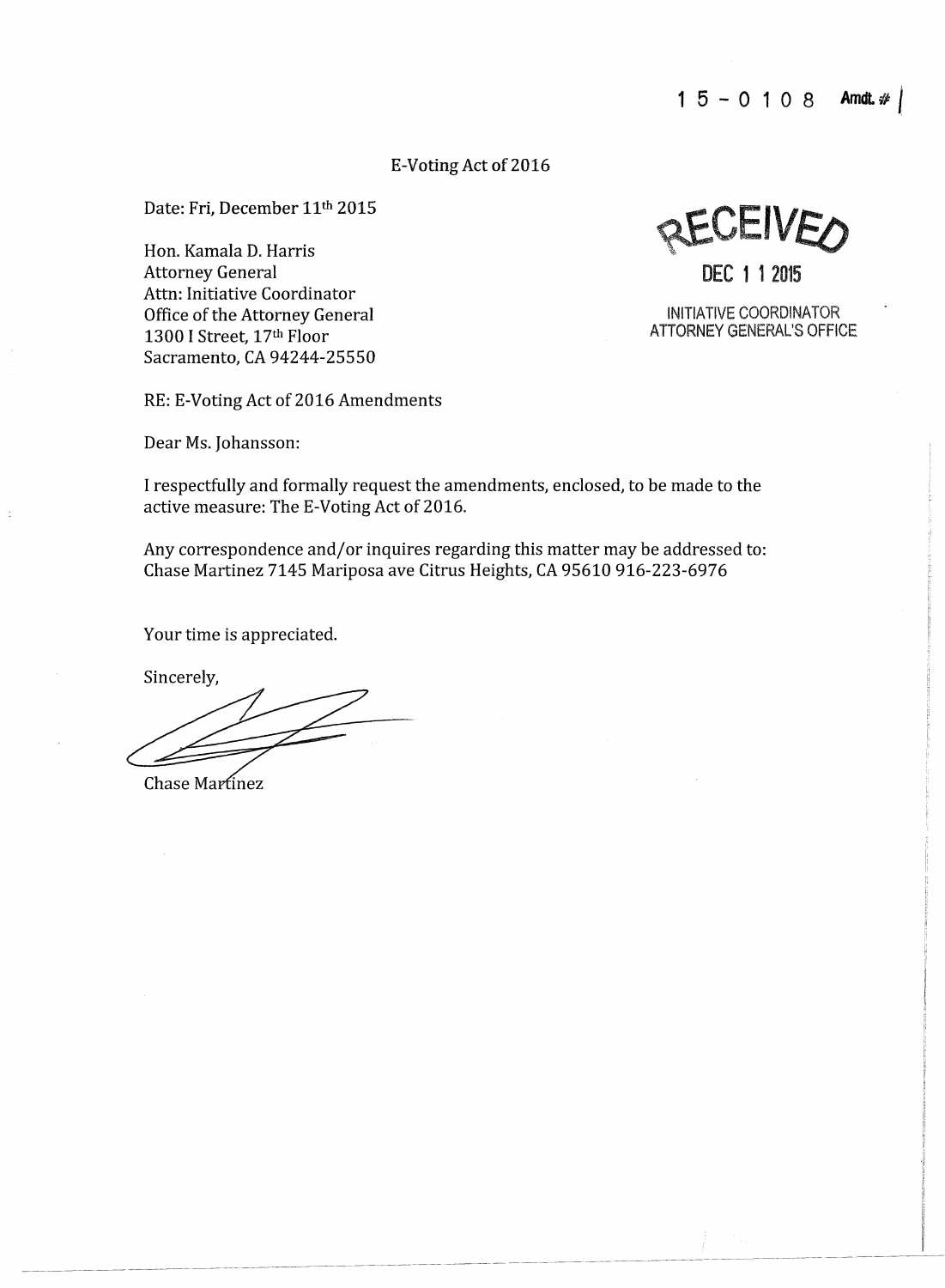15-0108 Amdt. # 1

E-Voting Act of 2016

Date: Fri, December 11th 2015

Hon. Kamala D. Harris
Attorney General
Attn: Initiative Coordinator
Office of the Attorney General
1300 I Street, 17th Floor
Sacramento, CA 94244-25550

RECEIVED
DEC 11 2015
INITIATIVE COORDINATOR
ATTORNEY GENERAL'S OFFICE

RE: E-Voting Act of 2016 Amendments

Dear Ms. Johansson:

I respectfully and formally request the amendments, enclosed, to be made to the active measure: The E-Voting Act of 2016.

Any correspondence and/or inquires regarding this matter may be addressed to: Chase Martinez 7145 Mariposa ave Citrus Heights, CA 95610 916-223-6976

Your time is appreciated.

Sincerely,

Chase Martinez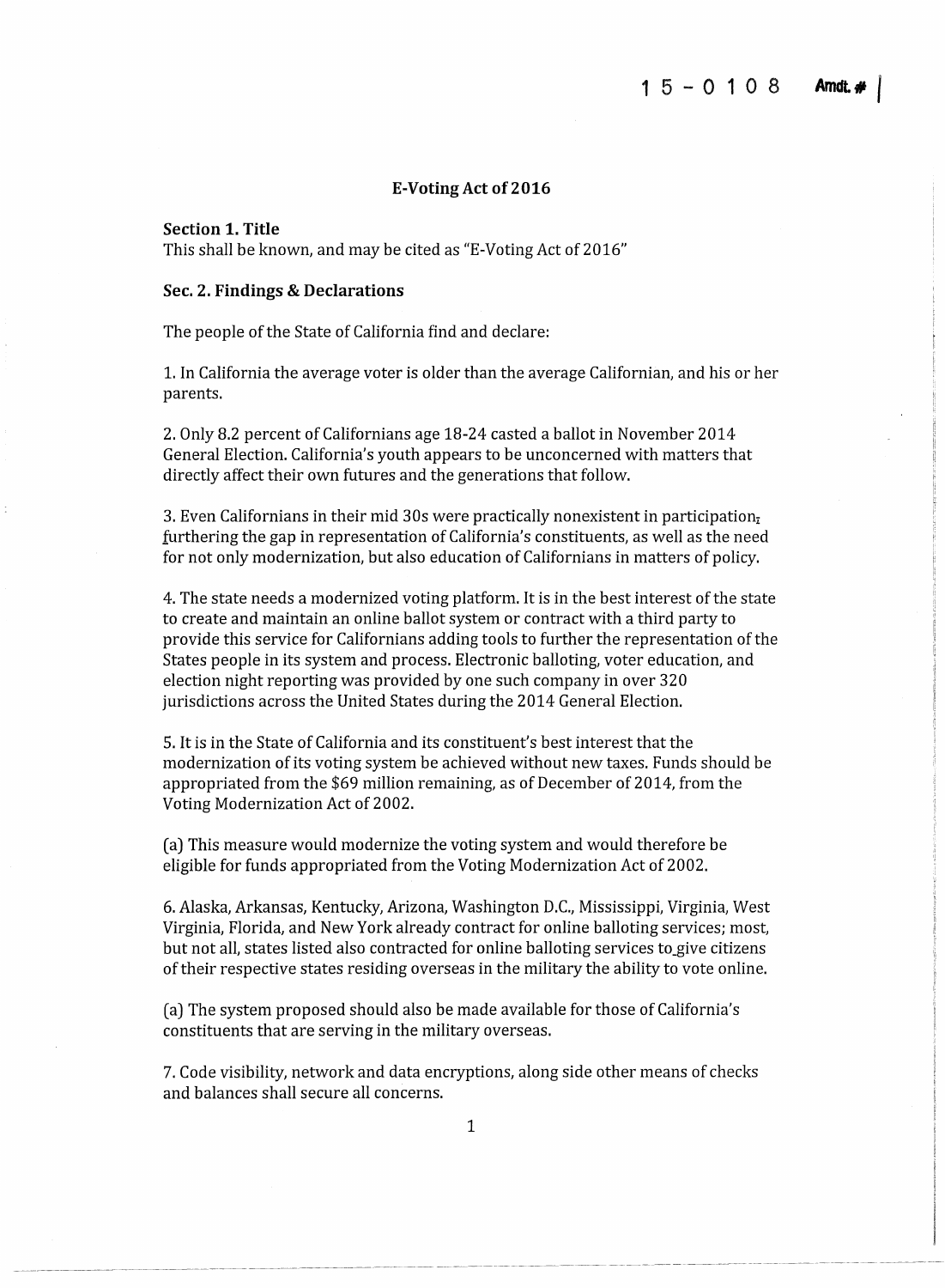15-0108 Amdt. # 1

## E-Voting Act of 2016

### Section 1. Title

This shall be known, and may be cited as "E-Voting Act of 2016"

### Sec. 2. Findings & Declarations

The people of the State of California find and declare:

1. In California the average voter is older than the average Californian, and his or her parents.

2. Only 8.2 percent of Californians age 18-24 casted a ballot in November 2014 General Election. California's youth appears to be unconcerned with matters that directly affect their own futures and the generations that follow.

3. Even Californians in their mid 30s were practically nonexistent in participation, furthering the gap in representation of California's constituents, as well as the need for not only modernization, but also education of Californians in matters of policy.

4. The state needs a modernized voting platform. It is in the best interest of the state to create and maintain an online ballot system or contract with a third party to provide this service for Californians adding tools to further the representation of the States people in its system and process. Electronic balloting, voter education, and election night reporting was provided by one such company in over 320 jurisdictions across the United States during the 2014 General Election.

5. It is in the State of California and its constituent's best interest that the modernization of its voting system be achieved without new taxes. Funds should be appropriated from the $69 million remaining, as of December of 2014, from the Voting Modernization Act of 2002.

(a) This measure would modernize the voting system and would therefore be eligible for funds appropriated from the Voting Modernization Act of 2002.

6. Alaska, Arkansas, Kentucky, Arizona, Washington D.C., Mississippi, Virginia, West Virginia, Florida, and New York already contract for online balloting services; most, but not all, states listed also contracted for online balloting services to give citizens of their respective states residing overseas in the military the ability to vote online.

(a) The system proposed should also be made available for those of California's constituents that are serving in the military overseas.

7. Code visibility, network and data encryptions, along side other means of checks and balances shall secure all concerns.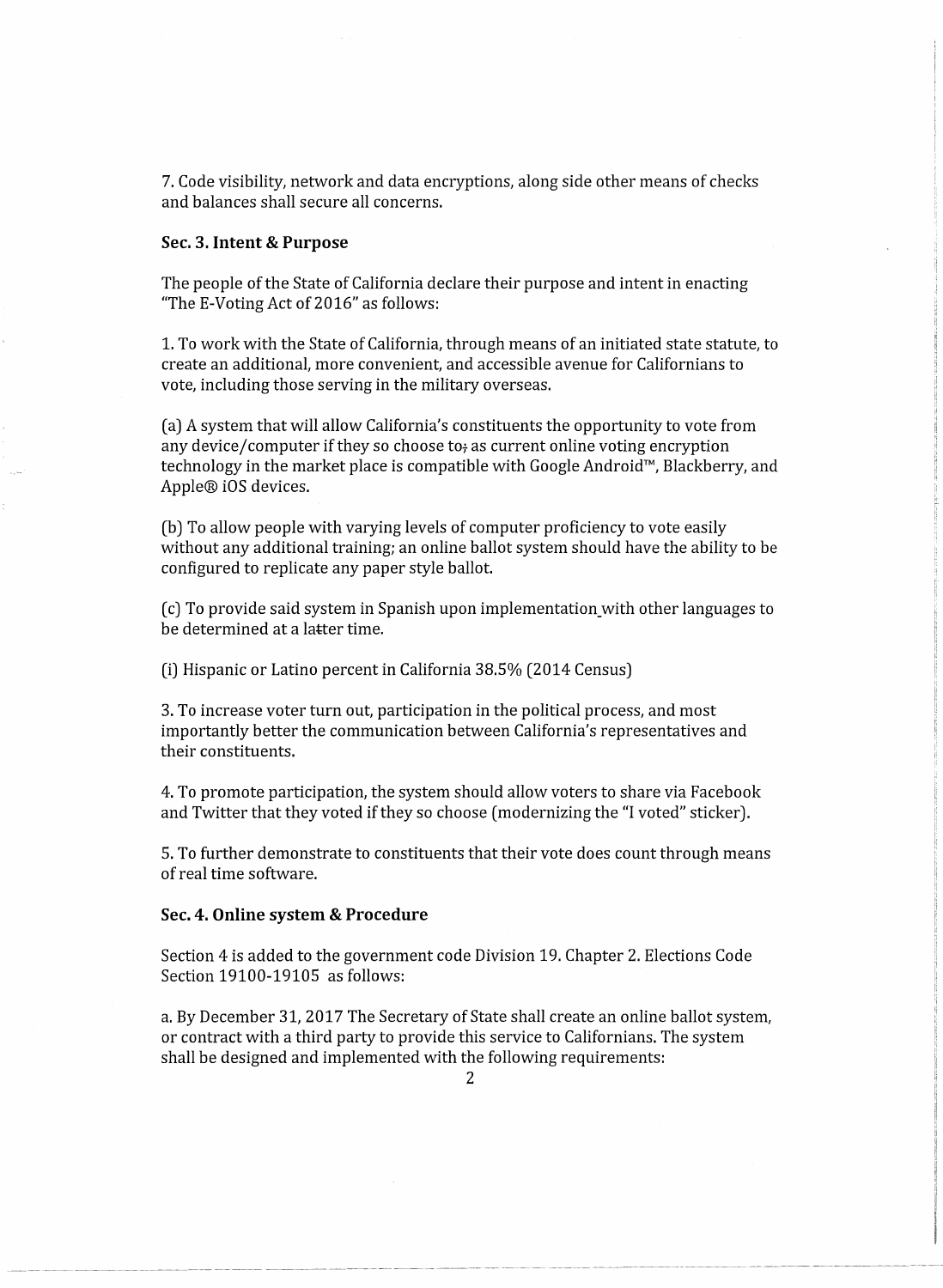7. Code visibility, network and data encryptions, along side other means of checks and balances shall secure all concerns.

**Sec. 3. Intent & Purpose**

The people of the State of California declare their purpose and intent in enacting "The E-Voting Act of 2016" as follows:

1. To work with the State of California, through means of an initiated state statute, to create an additional, more convenient, and accessible avenue for Californians to vote, including those serving in the military overseas.

(a) A system that will allow California's constituents the opportunity to vote from any device/computer if they so choose to; as current online voting encryption technology in the market place is compatible with Google Android™, Blackberry, and Apple® iOS devices.

(b) To allow people with varying levels of computer proficiency to vote easily without any additional training; an online ballot system should have the ability to be configured to replicate any paper style ballot.

(c) To provide said system in Spanish upon implementation with other languages to be determined at a latter time.

(i) Hispanic or Latino percent in California 38.5% (2014 Census)

3. To increase voter turn out, participation in the political process, and most importantly better the communication between California's representatives and their constituents.

4. To promote participation, the system should allow voters to share via Facebook and Twitter that they voted if they so choose (modernizing the "I voted" sticker).

5. To further demonstrate to constituents that their vote does count through means of real time software.

**Sec. 4. Online system & Procedure**

Section 4 is added to the government code Division 19. Chapter 2. Elections Code Section 19100-19105 as follows:

a. By December 31, 2017 The Secretary of State shall create an online ballot system, or contract with a third party to provide this service to Californians. The system shall be designed and implemented with the following requirements: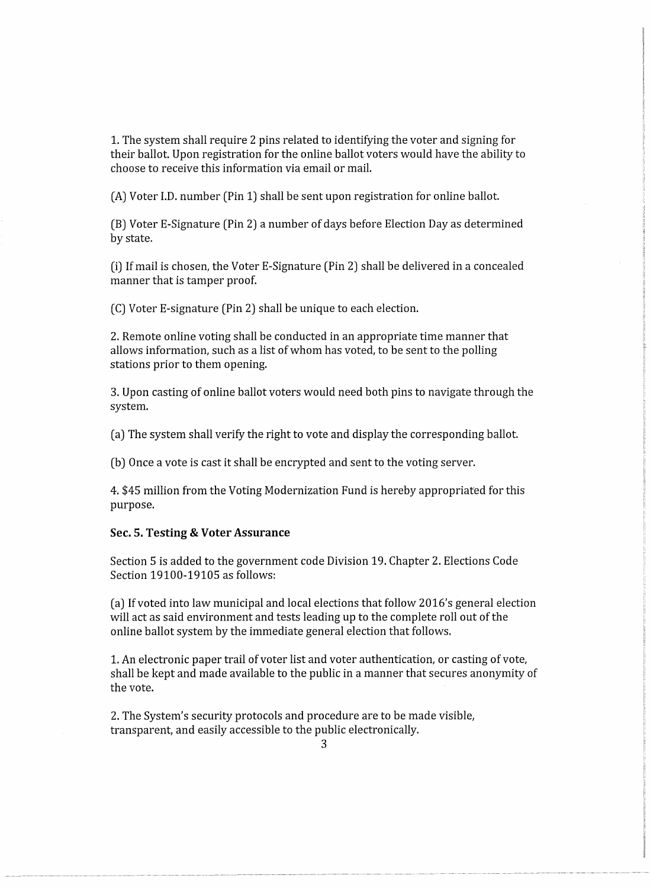1. The system shall require 2 pins related to identifying the voter and signing for their ballot. Upon registration for the online ballot voters would have the ability to choose to receive this information via email or mail.

(A) Voter I.D. number (Pin 1) shall be sent upon registration for online ballot.

(B) Voter E-Signature (Pin 2) a number of days before Election Day as determined by state.

(i) If mail is chosen, the Voter E-Signature (Pin 2) shall be delivered in a concealed manner that is tamper proof.

(C) Voter E-signature (Pin 2) shall be unique to each election.

2. Remote online voting shall be conducted in an appropriate time manner that allows information, such as a list of whom has voted, to be sent to the polling stations prior to them opening.

3. Upon casting of online ballot voters would need both pins to navigate through the system.

(a) The system shall verify the right to vote and display the corresponding ballot.

(b) Once a vote is cast it shall be encrypted and sent to the voting server.

4. $45 million from the Voting Modernization Fund is hereby appropriated for this purpose.

**Sec. 5. Testing & Voter Assurance**

Section 5 is added to the government code Division 19. Chapter 2. Elections Code Section 19100-19105 as follows:

(a) If voted into law municipal and local elections that follow 2016's general election will act as said environment and tests leading up to the complete roll out of the online ballot system by the immediate general election that follows.

1. An electronic paper trail of voter list and voter authentication, or casting of vote, shall be kept and made available to the public in a manner that secures anonymity of the vote.

2. The System's security protocols and procedure are to be made visible, transparent, and easily accessible to the public electronically.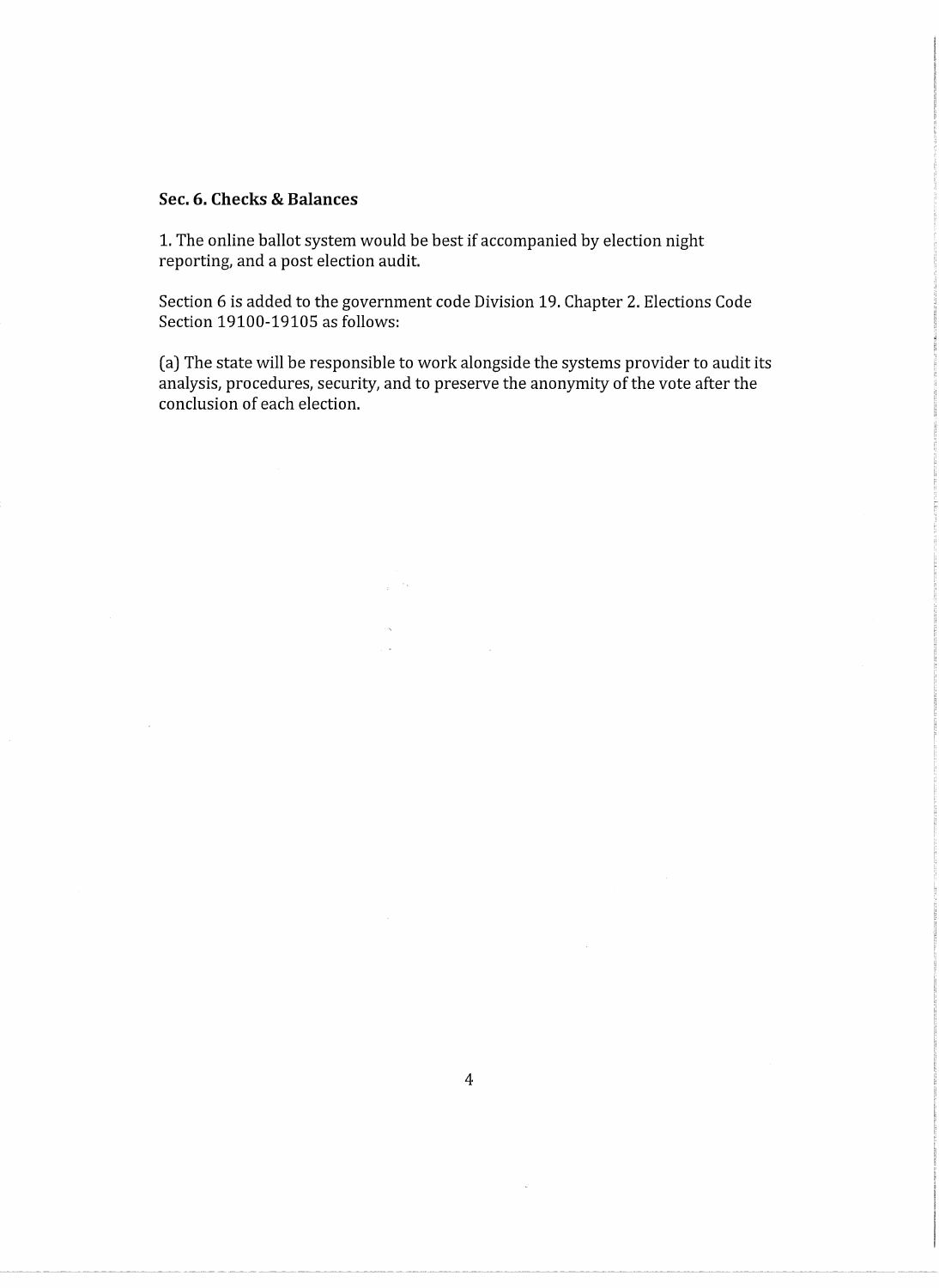**Sec. 6. Checks & Balances**

1. The online ballot system would be best if accompanied by election night reporting, and a post election audit.

Section 6 is added to the government code Division 19. Chapter 2. Elections Code Section 19100-19105 as follows:

(a) The state will be responsible to work alongside the systems provider to audit its analysis, procedures, security, and to preserve the anonymity of the vote after the conclusion of each election.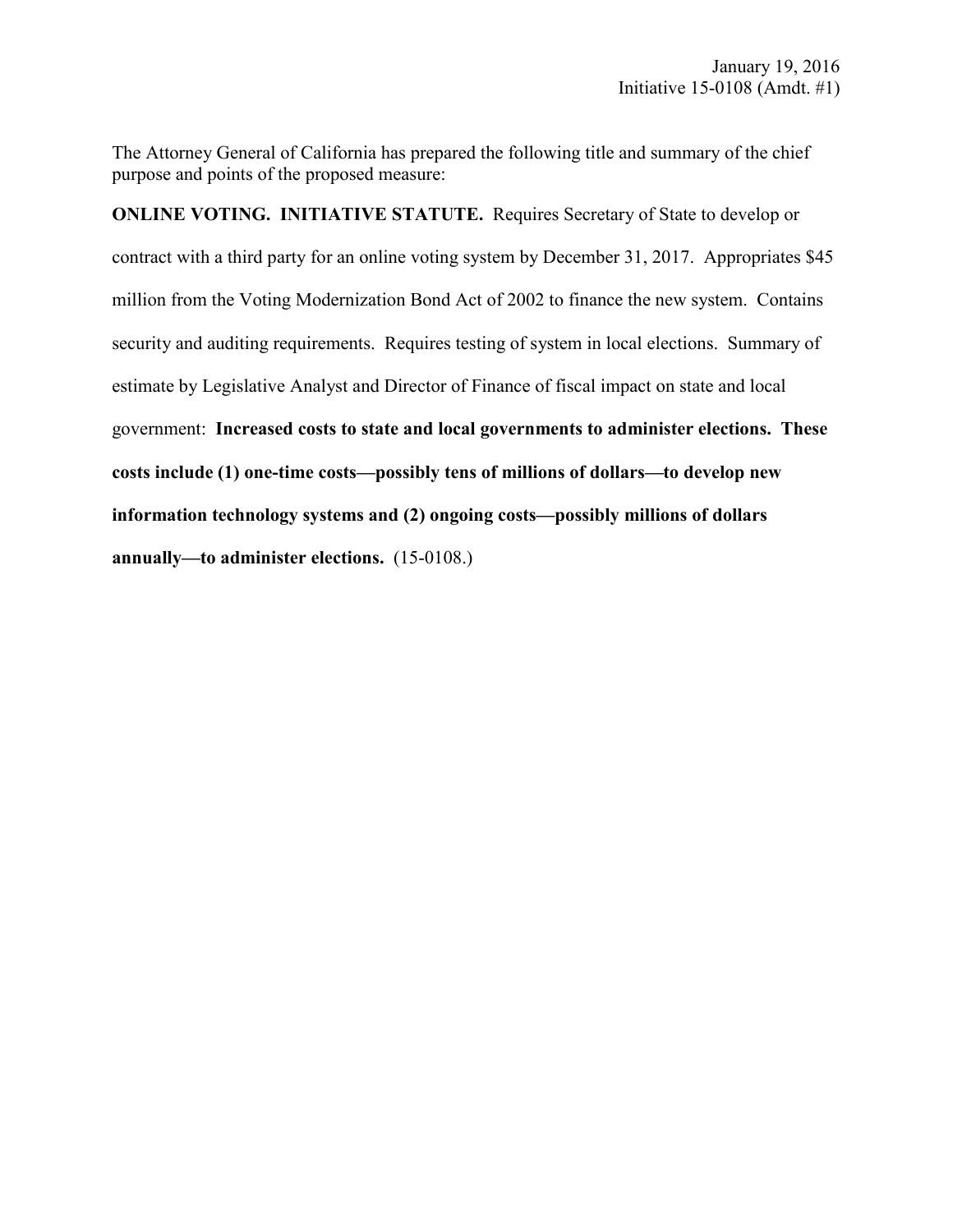January 19, 2016
Initiative 15-0108 (Amdt. #1)

The Attorney General of California has prepared the following title and summary of the chief purpose and points of the proposed measure:

**ONLINE VOTING. INITIATIVE STATUTE.** Requires Secretary of State to develop or contract with a third party for an online voting system by December 31, 2017. Appropriates $45 million from the Voting Modernization Bond Act of 2002 to finance the new system. Contains security and auditing requirements. Requires testing of system in local elections. Summary of estimate by Legislative Analyst and Director of Finance of fiscal impact on state and local government: **Increased costs to state and local governments to administer elections. These costs include (1) one-time costs—possibly tens of millions of dollars—to develop new information technology systems and (2) ongoing costs—possibly millions of dollars annually—to administer elections.** (15-0108.)